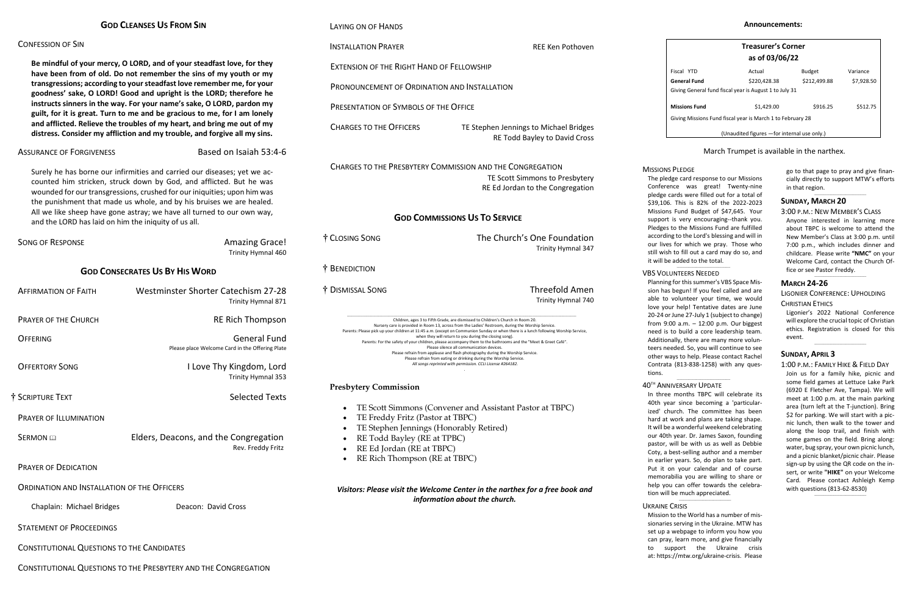## God Cleanses Us From Sin

Confession of Sin

**Be mindful of your mercy, O LORD, and of your steadfast love, for they have been from of old. Do not remember the sins of my youth or my transgressions; according to your steadfast love remember me, for your goodness' sake, O LORD! Good and upright is the LORD; therefore he instructs sinners in the way. For your name's sake, O LORD, pardon my guilt, for it is great. Turn to me and be gracious to me, for I am lonely and afflicted. Relieve the troubles of my heart, and bring me out of my distress. Consider my affliction and my trouble, and forgive all my sins.**

Assurance of Forgiveness — Based on Isaiah 53:4-6

Surely he has borne our infirmities and carried our diseases; yet we accounted him stricken, struck down by God, and afflicted. But he was wounded for our transgressions, crushed for our iniquities; upon him was the punishment that made us whole, and by his bruises we are healed. All we like sheep have gone astray; we have all turned to our own way, and the LORD has laid on him the iniquity of us all.

Song of Response — Amazing Grace!
Trinity Hymnal 460

## God Consecrates Us By His Word

Affirmation of Faith — Westminster Shorter Catechism 27-28
Trinity Hymnal 871

Prayer of the Church — RE Rich Thompson

Offering — General Fund
Please place Welcome Card in the Offering Plate

Offertory Song — I Love Thy Kingdom, Lord
Trinity Hymnal 353

† Scripture Text — Selected Texts

Prayer of Illumination

Sermon 🕮 — Elders, Deacons, and the Congregation
Rev. Freddy Fritz

Prayer of Dedication

Ordination and Installation of the Officers

Chaplain: Michael Bridges — Deacon: David Cross

Statement of Proceedings

Constitutional Questions to the Candidates

Constitutional Questions to the Presbytery and the Congregation

Laying on of Hands

Installation Prayer — REE Ken Pothoven

Extension of the Right Hand of Fellowship

Pronouncement of Ordination and Installation

Presentation of Symbols of the Office

Charges to the Officers — TE Stephen Jennings to Michael Bridges
RE Todd Bayley to David Cross

Charges to the Presbytery Commission and the Congregation
TE Scott Simmons to Presbytery
RE Ed Jordan to the Congregation

## God Commissions Us To Service

† Closing Song — The Church's One Foundation
Trinity Hymnal 347

† Benediction

† Dismissal Song — Threefold Amen
Trinity Hymnal 740

Children, ages 3 to Fifth Grade, are dismissed to Children's Church in Room 20.
Nursery care is provided in Room 13, across from the Ladies' Restroom, during the Worship Service.
Parents: Please pick up your children at 11:45 a.m. (except on Communion Sunday or when there is a lunch following Worship Service, when they will return to you during the closing song).
Parents: For the safety of your children, please accompany them to the bathrooms and the "Meet & Greet Café".
Please silence all communication devices.
Please refrain from applause and flash photography during the Worship Service.
Please refrain from eating or drinking during the Worship Service.
*All songs reprinted with permission. CCLI License #264182.*

**Presbytery Commission**

- TE Scott Simmons (Convener and Assistant Pastor at TBPC)
- TE Freddy Fritz (Pastor at TBPC)
- TE Stephen Jennings (Honorably Retired)
- RE Todd Bayley (RE at TPBC)
- RE Ed Jordan (RE at TBPC)
- RE Rich Thompson (RE at TBPC)

***Visitors: Please visit the Welcome Center in the narthex for a free book and information about the church.***

## Announcements:

**Treasurer's Corner**
**as of 03/06/22**

| Fiscal YTD | Actual | Budget | Variance |
|---|---|---|---|
| **General Fund** | $220,428.38 | $212,499.88 | $7,928.50 |
| Giving General fund fiscal year is August 1 to July 31 | | | |
| **Missions Fund** | $1,429.00 | $916.25 | $512.75 |
| Giving Missions Fund fiscal year is March 1 to February 28 | | | |

(Unaudited figures —for internal use only.)

March Trumpet is available in the narthex.

**Missions Pledge**

The pledge card response to our Missions Conference was great! Twenty-nine pledge cards were filled out for a total of $39,106. This is 82% of the 2022-2023 Missions Fund Budget of $47,645. Your support is very encouraging--thank you. Pledges to the Missions Fund are fulfilled according to the Lord's blessing and will in our lives for which we pray. Those who still wish to fill out a card may do so, and it will be added to the total.

**VBS Volunteers Needed**

Planning for this summer's VBS Space Mission has begun! If you feel called and are able to volunteer your time, we would love your help! Tentative dates are June 20-24 or June 27-July 1 (subject to change) from 9:00 a.m. – 12:00 p.m. Our biggest need is to build a core leadership team. Additionally, there are many more volunteers needed. So, you will continue to see other ways to help. Please contact Rachel Contrata (813-838-1258) with any questions.

**40th Anniversary Update**

In three months TBPC will celebrate its 40th year since becoming a 'particularized' church. The committee has been hard at work and plans are taking shape. It will be a wonderful weekend celebrating our 40th year. Dr. James Saxon, founding pastor, will be with us as well as Debbie Coty, a best-selling author and a member in earlier years. So, do plan to take part. Put it on your calendar and of course memorabilia you are willing to share or help you can offer towards the celebration will be much appreciated.

**Ukraine Crisis**

Mission to the World has a number of missionaries serving in the Ukraine. MTW has set up a webpage to inform you how you can pray, learn more, and give financially to support the Ukraine crisis at: https://mtw.org/ukraine-crisis. Please go to that page to pray and give financially directly to support MTW's efforts in that region.

**Sunday, March 20**

3:00 p.m.: New Member's Class

Anyone interested in learning more about TBPC is welcome to attend the New Member's Class at 3:00 p.m. until 7:00 p.m., which includes dinner and childcare. Please write **"NMC"** on your Welcome Card, contact the Church Office or see Pastor Freddy.

**March 24-26**

Ligonier Conference: Upholding Christian Ethics

Ligonier's 2022 National Conference will explore the crucial topic of Christian ethics. Registration is closed for this event.

**Sunday, April 3**

1:00 p.m.: Family Hike & Field Day

Join us for a family hike, picnic and some field games at Lettuce Lake Park (6920 E Fletcher Ave, Tampa). We will meet at 1:00 p.m. at the main parking area (turn left at the T-junction). Bring $2 for parking. We will start with a picnic lunch, then walk to the tower and along the loop trail, and finish with some games on the field. Bring along: water, bug spray, your own picnic lunch, and a picnic blanket/picnic chair. Please sign-up by using the QR code on the insert, or write **"HIKE"** on your Welcome Card. Please contact Ashleigh Kemp with questions (813-62-8530)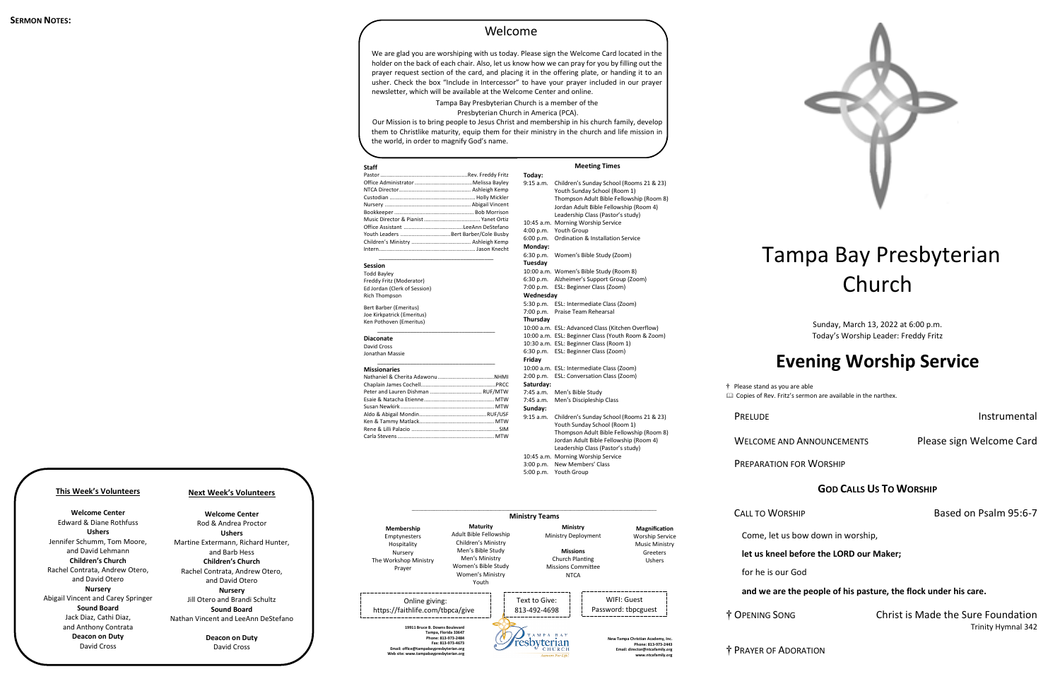**SERMON NOTES:**

## Welcome

We are glad you are worshiping with us today. Please sign the Welcome Card located in the holder on the back of each chair. Also, let us know how we can pray for you by filling out the prayer request section of the card, and placing it in the offering plate, or handing it to an usher. Check the box "Include in Intercessor" to have your prayer included in our prayer newsletter, which will be available at the Welcome Center and online.

Tampa Bay Presbyterian Church is a member of the Presbyterian Church in America (PCA).

Our Mission is to bring people to Jesus Christ and membership in his church family, develop them to Christlike maturity, equip them for their ministry in the church and life mission in the world, in order to magnify God's name.

### Staff

| | |
|---|---|
| Pastor | Rev. Freddy Fritz |
| Office Administrator | Melissa Bayley |
| NTCA Director | Ashleigh Kemp |
| Custodian | Holly Mickler |
| Nursery | Abigail Vincent |
| Bookkeeper | Bob Morrison |
| Music Director & Pianist | Yanet Ortiz |
| Office Assistant | LeeAnn DeStefano |
| Youth Leaders | Bert Barber/Cole Busby |
| Children's Ministry | Ashleigh Kemp |
| Intern | Jason Knecht |

### Session

Todd Bayley
Freddy Fritz (Moderator)
Ed Jordan (Clerk of Session)
Rich Thompson

Bert Barber (Emeritus)
Joe Kirkpatrick (Emeritus)
Ken Pothoven (Emeritus)

### Diaconate

David Cross
Jonathan Massie

### Missionaries

| | |
|---|---|
| Nathaniel & Cherita Adawonu | NHMI |
| Chaplain James Cochell | PRCC |
| Peter and Lauren Dishman | RUF/MTW |
| Esaie & Natacha Etienne | MTW |
| Susan Newkirk | MTW |
| Aldo & Abigail Mondin | RUF/USF |
| Ken & Tammy Matlack | MTW |
| Rene & Lilli Palacio | SIM |
| Carla Stevens | MTW |

### Meeting Times

**Today:**
9:15 a.m. Children's Sunday School (Rooms 21 & 23)
Youth Sunday School (Room 1)
Thompson Adult Bible Fellowship (Room 8)
Jordan Adult Bible Fellowship (Room 4)
Leadership Class (Pastor's study)
10:45 a.m. Morning Worship Service
4:00 p.m. Youth Group
6:00 p.m. Ordination & Installation Service

**Monday:**
6:30 p.m. Women's Bible Study (Zoom)

**Tuesday**
10:00 a.m. Women's Bible Study (Room 8)
6:30 p.m. Alzheimer's Support Group (Zoom)
7:00 p.m. ESL: Beginner Class (Zoom)

**Wednesday**
5:30 p.m. ESL: Intermediate Class (Zoom)
7:00 p.m. Praise Team Rehearsal

**Thursday**
10:00 a.m. ESL: Advanced Class (Kitchen Overflow)
10:00 a.m. ESL: Beginner Class (Youth Room & Zoom)
10:30 a.m. ESL: Beginner Class (Room 1)
6:30 p.m. ESL: Beginner Class (Zoom)

**Friday**
10:00 a.m. ESL: Intermediate Class (Zoom)
2:00 p.m. ESL: Conversation Class (Zoom)

**Saturday:**
7:45 a.m. Men's Bible Study
7:45 a.m. Men's Discipleship Class

**Sunday:**
9:15 a.m. Children's Sunday School (Rooms 21 & 23)
Youth Sunday School (Room 1)
Thompson Adult Bible Fellowship (Room 8)
Jordan Adult Bible Fellowship (Room 4)
Leadership Class (Pastor's study)
10:45 a.m. Morning Worship Service
3:00 p.m. New Members' Class
5:00 p.m. Youth Group

### This Week's Volunteers

**Welcome Center**
Edward & Diane Rothfuss
**Ushers**
Jennifer Schumm, Tom Moore, and David Lehmann
**Children's Church**
Rachel Contrata, Andrew Otero, and David Otero
**Nursery**
Abigail Vincent and Carey Springer
**Sound Board**
Jack Diaz, Cathi Diaz, and Anthony Contrata
**Deacon on Duty**
David Cross

### Next Week's Volunteers

**Welcome Center**
Rod & Andrea Proctor
**Ushers**
Martine Extermann, Richard Hunter, and Barb Hess
**Children's Church**
Rachel Contrata, Andrew Otero, and David Otero
**Nursery**
Jill Otero and Brandi Schultz
**Sound Board**
Nathan Vincent and LeeAnn DeStefano
**Deacon on Duty**
David Cross

### Ministry Teams

| Membership | Maturity | Ministry | Magnification |
|---|---|---|---|
| Emptynesters<br>Hospitality<br>Nursery<br>The Workshop Ministry<br>Prayer | Adult Bible Fellowship<br>Children's Ministry<br>Men's Bible Study<br>Men's Ministry<br>Women's Bible Study<br>Women's Ministry<br>Youth | Ministry Deployment<br><br>**Missions**<br>Church Planting<br>Missions Committee<br>NTCA | Worship Service<br>Music Ministry<br>Greeters<br>Ushers |

Online giving: https://faithlife.com/tbpca/give

Text to Give: 813-492-4698

WIFI: Guest Password: tbpcguest

19911 Bruce B. Downs Boulevard
Tampa, Florida 33647
Phone: 813-973-2484
Fax: 813-973-4673
Email: office@tampabaypresbyterian.org
Web site: www.tampabaypresbyterian.org

Tampa Bay Presbyterian Church — Answers For Life

New Tampa Christian Academy, Inc.
Phone: 813-973-2443
Email: director@ntcafamily.org
www.ntcafamily.org

# Tampa Bay Presbyterian Church

Sunday, March 13, 2022 at 6:00 p.m.
Today's Worship Leader: Freddy Fritz

# Evening Worship Service

† Please stand as you are able
Copies of Rev. Fritz's sermon are available in the narthex.

PRELUDE — Instrumental

WELCOME AND ANNOUNCEMENTS — Please sign Welcome Card

PREPARATION FOR WORSHIP

## God Calls Us To Worship

CALL TO WORSHIP — Based on Psalm 95:6-7

Come, let us bow down in worship,

**let us kneel before the LORD our Maker;**

for he is our God

**and we are the people of his pasture, the flock under his care.**

† OPENING SONG — Christ is Made the Sure Foundation
Trinity Hymnal 342

† PRAYER OF ADORATION